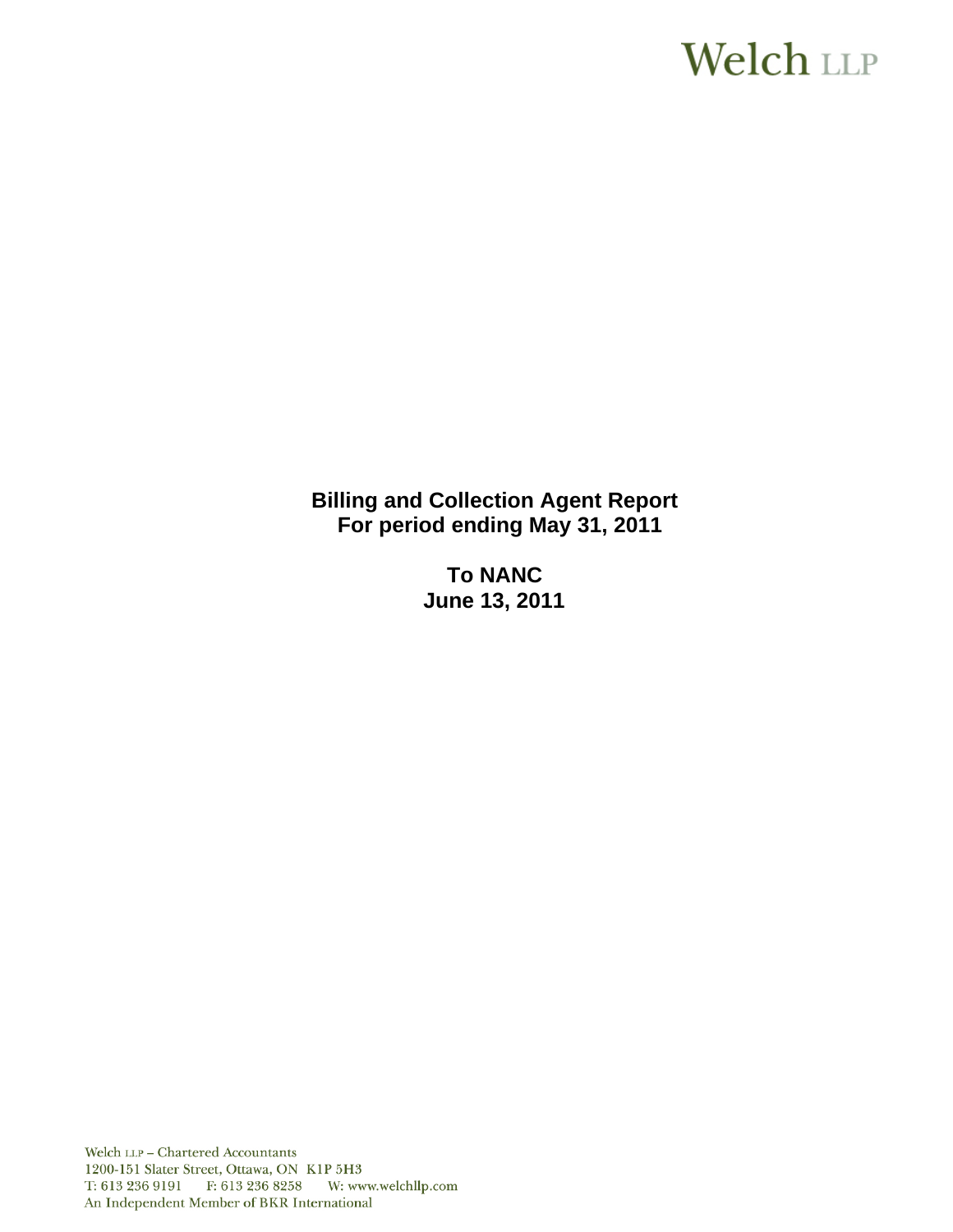Welch LLP

**Billing and Collection Agent Report**
**For period ending May 31, 2011**

**To NANC**
**June 13, 2011**

Welch LLP – Chartered Accountants
1200-151 Slater Street, Ottawa, ON K1P 5H3
T: 613 236 9191 F: 613 236 8258 W: www.welchllp.com
An Independent Member of BKR International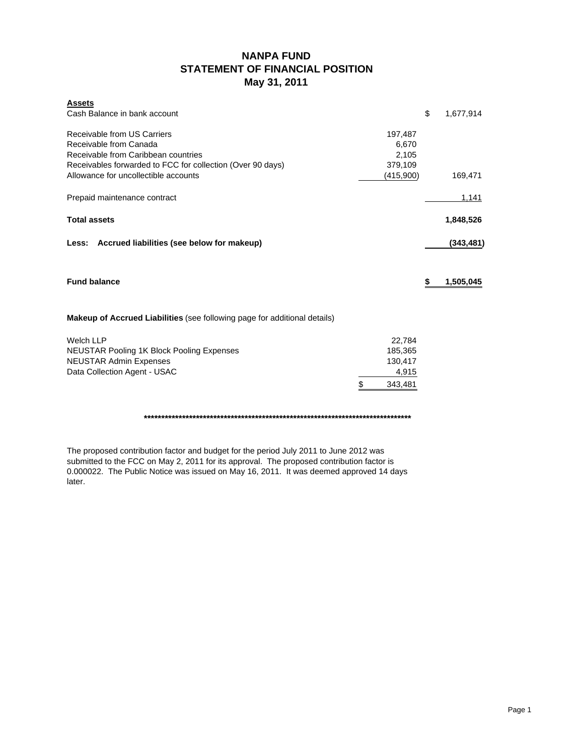# NANPA FUND
## STATEMENT OF FINANCIAL POSITION
### May 31, 2011

| **Assets** | | |
|---|---|---|
| Cash Balance in bank account | | $ 1,677,914 |
| | | |
| Receivable from US Carriers | 197,487 | |
| Receivable from Canada | 6,670 | |
| Receivable from Caribbean countries | 2,105 | |
| Receivables forwarded to FCC for collection (Over 90 days) | 379,109 | |
| Allowance for uncollectible accounts | (415,900) | 169,471 |
| | | |
| Prepaid maintenance contract | | 1,141 |
| | | |
| **Total assets** | | **1,848,526** |
| | | |
| **Less: Accrued liabilities (see below for makeup)** | | **(343,481)** |
| | | |
| **Fund balance** | | **$ 1,505,045** |

**Makeup of Accrued Liabilities** (see following page for additional details)

| | |
|---|---|
| Welch LLP | 22,784 |
| NEUSTAR Pooling 1K Block Pooling Expenses | 185,365 |
| NEUSTAR Admin Expenses | 130,417 |
| Data Collection Agent - USAC | 4,915 |
| | $ 343,481 |

********************************************************************************

The proposed contribution factor and budget for the period July 2011 to June 2012 was submitted to the FCC on May 2, 2011 for its approval. The proposed contribution factor is 0.000022. The Public Notice was issued on May 16, 2011. It was deemed approved 14 days later.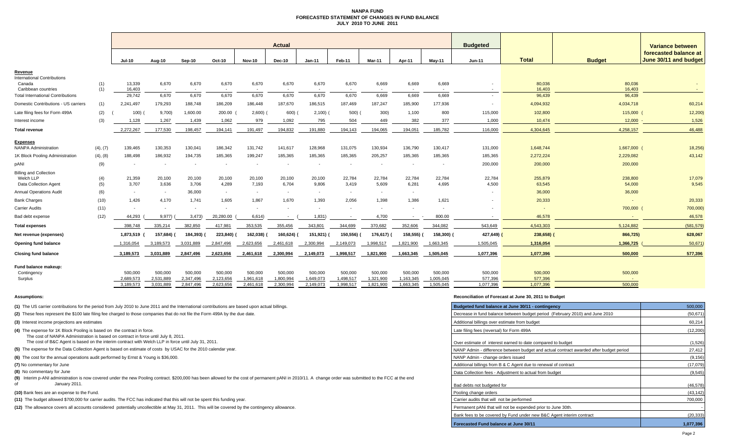# NANPA FUND
## FORECASTED STATEMENT OF CHANGES IN FUND BALANCE
## JULY 2010 TO JUNE 2011

| | | Actual | | | | | | | | | | | Budgeted | | | Variance between forecasted balance at June 30/11 and budget |
|---|---|---|---|---|---|---|---|---|---|---|---|---|---|---|---|---|
| | | Jul-10 | Aug-10 | Sep-10 | Oct-10 | Nov-10 | Dec-10 | Jan-11 | Feb-11 | Mar-11 | Apr-11 | May-11 | Jun-11 | Total | Budget | |
| **Revenue** | | | | | | | | | | | | | | | | |
| International Contributions | | | | | | | | | | | | | | | | |
| Canada | (1) | 13,339 | 6,670 | 6,670 | 6,670 | 6,670 | 6,670 | 6,670 | 6,670 | 6,669 | 6,669 | 6,669 | - | 80,036 | 80,036 | - |
| Caribbean countries | (1) | 16,403 | - | - | - | - | - | - | - | - | - | - | - | 16,403 | 16,403 | - |
| Total International Contributions | | 29,742 | 6,670 | 6,670 | 6,670 | 6,670 | 6,670 | 6,670 | 6,670 | 6,669 | 6,669 | 6,669 | - | 96,439 | 96,439 | |
| Domestic Contributions - US carriers | (1) | 2,241,497 | 179,293 | 188,748 | 186,209 | 186,448 | 187,670 | 186,515 | 187,469 | 187,247 | 185,900 | 177,936 | - | 4,094,932 | 4,034,718 | 60,214 |
| Late filing fees for Form 499A | (2) | (100) | (9,700) | 1,600.00 | 200.00 | (2,600) | (600) | (2,100) | (500) | (300) | 1,100 | 800 | 115,000 | 102,800 | 115,000 | (12,200) |
| Interest income | (3) | 1,128 | 1,267 | 1,439 | 1,062 | 979 | 1,092 | 795 | 504 | 449 | 382 | 377 | 1,000 | 10,474 | 12,000 | 1,526 |
| **Total revenue** | | 2,272,267 | 177,530 | 198,457 | 194,141 | 191,497 | 194,832 | 191,880 | 194,143 | 194,065 | 194,051 | 185,782 | 116,000 | 4,304,645 | 4,258,157 | 46,488 |
| **Expenses** | | | | | | | | | | | | | | | | |
| NANPA Administration | (4), (7) | 139,465 | 130,353 | 130,041 | 186,342 | 131,742 | 141,617 | 128,968 | 131,075 | 130,934 | 136,790 | 130,417 | 131,000 | 1,648,744 | 1,667,000 | (18,256) |
| 1K Block Pooling Administration | (4), (8) | 188,498 | 186,932 | 194,735 | 185,365 | 199,247 | 185,365 | 185,365 | 185,365 | 205,257 | 185,365 | 185,365 | 185,365 | 2,272,224 | 2,229,082 | 43,142 |
| pANI | (9) | - | - | - | - | - | - | - | - | - | - | - | 200,000 | 200,000 | 200,000 | |
| Billing and Collection | | | | | | | | | | | | | | | | |
| Welch LLP | (4) | 21,359 | 20,100 | 20,100 | 20,100 | 20,100 | 20,100 | 20,100 | 22,784 | 22,784 | 22,784 | 22,784 | 22,784 | 255,879 | 238,800 | 17,079 |
| Data Collection Agent | (5) | 3,707 | 3,636 | 3,706 | 4,289 | 7,193 | 6,704 | 9,806 | 3,419 | 5,609 | 6,281 | 4,695 | 4,500 | 63,545 | 54,000 | 9,545 |
| Annual Operations Audit | (6) | - | - | 36,000 | - | - | - | - | - | - | - | | - | 36,000 | 36,000 | |
| Bank Charges | (10) | 1,426 | 4,170 | 1,741 | 1,605 | 1,867 | 1,670 | 1,393 | 2,056 | 1,398 | 1,386 | 1,621 | - | 20,333 | - | 20,333 |
| Carrier Audits | (11) | - | - | - | - | - | - | - | - | - | - | - | - | - | 700,000 | (700,000) |
| Bad debt expense | (12) | 44,293 | (9,977) | (3,473) | 20,280.00 | (6,614) | - | (1,831) | - | 4,700 | - | 800.00 | - | 46,578 | - | 46,578 |
| **Total expenses** | | 398,748 | 335,214 | 382,850 | 417,981 | 353,535 | 355,456 | 343,801 | 344,699 | 370,682 | 352,606 | 344,082 | 543,649 | 4,543,303 | 5,124,882 | (581,579) |
| **Net revenue (expenses)** | | 1,873,519 | (157,684) | (184,393) | (223,840) | (162,038) | (160,624) | (151,921) | (150,556) | (176,617) | (158,555) | (158,300) | (427,649) | (238,658) | (866,725) | 628,067 |
| **Opening fund balance** | | 1,316,054 | 3,189,573 | 3,031,889 | 2,847,496 | 2,623,656 | 2,461,618 | 2,300,994 | 2,149,073 | 1,998,517 | 1,821,900 | 1,663,345 | 1,505,045 | 1,316,054 | 1,366,725 | (50,671) |
| **Closing fund balance** | | 3,189,573 | 3,031,889 | 2,847,496 | 2,623,656 | 2,461,618 | 2,300,994 | 2,149,073 | 1,998,517 | 1,821,900 | 1,663,345 | 1,505,045 | 1,077,396 | 1,077,396 | 500,000 | 577,396 |
| **Fund balance makeup:** | | | | | | | | | | | | | | | | |
| Contingency | | 500,000 | 500,000 | 500,000 | 500,000 | 500,000 | 500,000 | 500,000 | 500,000 | 500,000 | 500,000 | 500,000 | 500,000 | 500,000 | 500,000 | |
| Surplus | | 2,689,573 | 2,531,889 | 2,347,496 | 2,123,656 | 1,961,618 | 1,800,994 | 1,649,073 | 1,498,517 | 1,321,900 | 1,163,345 | 1,005,045 | 577,396 | 577,396 | - | |
| | | 3,189,573 | 3,031,889 | 2,847,496 | 2,623,656 | 2,461,618 | 2,300,994 | 2,149,073 | 1,998,517 | 1,821,900 | 1,663,345 | 1,505,045 | 1,077,396 | 1,077,396 | 500,000 | |

**Assumptions:**

**(1)** The US carrier contributions for the period from July 2010 to June 2011 and the International contributions are based upon actual billings.

**(2)** These fees represent the $100 late filing fee charged to those companies that do not file the Form 499A by the due date.

**(3)** Interest income projections are estimates

**(4)** The expense for 1K Block Pooling is based on the contract in force.
The cost of NANPA Administration is based on contract in force until July 8, 2011.
The cost of B&C Agent is based on the interim contract with Welch LLP in force until July 31, 2011.

**(5)** The expense for the Data Collection Agent is based on estimate of costs by USAC for the 2010 calendar year.

**(6)** The cost for the annual operations audit performed by Ernst & Young is $36,000.

**(7)** No commentary for June

**(8)** No commentary for June

**(9)** Interim p-ANI administration is now covered under the new Pooling contract. $200,000 has been allowed for the cost of permanent pANI in 2010/11. A change order was submitted to the FCC at the end of January 2011.

**(10)** Bank fees are an expense to the Fund.

**(11)** The budget allowed $700,000 for carrier audits. The FCC has indicated that this will not be spent this funding year.

**(12)** The allowance covers all accounts considered potentially uncollectible at May 31, 2011. This will be covered by the contingency allowance.

**Reconciliation of Forecast at June 30, 2011 to Budget**

| | |
|---|---|
| **Budgeted fund balance at June 30/11 - contingency** | 500,000 |
| Decrease in fund balance between budget period (February 2010) and June 2010 | (50,671) |
| Additional billings over estimate from budget | 60,214 |
| Late filing fees (reversal) for Form 499A | (12,200) |
| Over estimate of interest earned to date compared to budget | (1,526) |
| NANP Admin - difference between budget and actual contract awarded after budget period | 27,412 |
| NANP Admin - change orders issued | (9,156) |
| Additional billings from B & C Agent due to renewal of contract | (17,079) |
| Data Collection fees - Adjustment to actual from budget | (9,545) |
| Bad debts not budgeted for | (46,578) |
| Pooling change orders | (43,142) |
| Carrier audits that will not be performed | 700,000 |
| Permanent pANi that will not be expended prior to June 30th. | - |
| Bank fees to be covered by Fund under new B&C Agent interim contract | (20,333) |
| **Forecasted Fund balance at June 30/11** | **1,077,396** |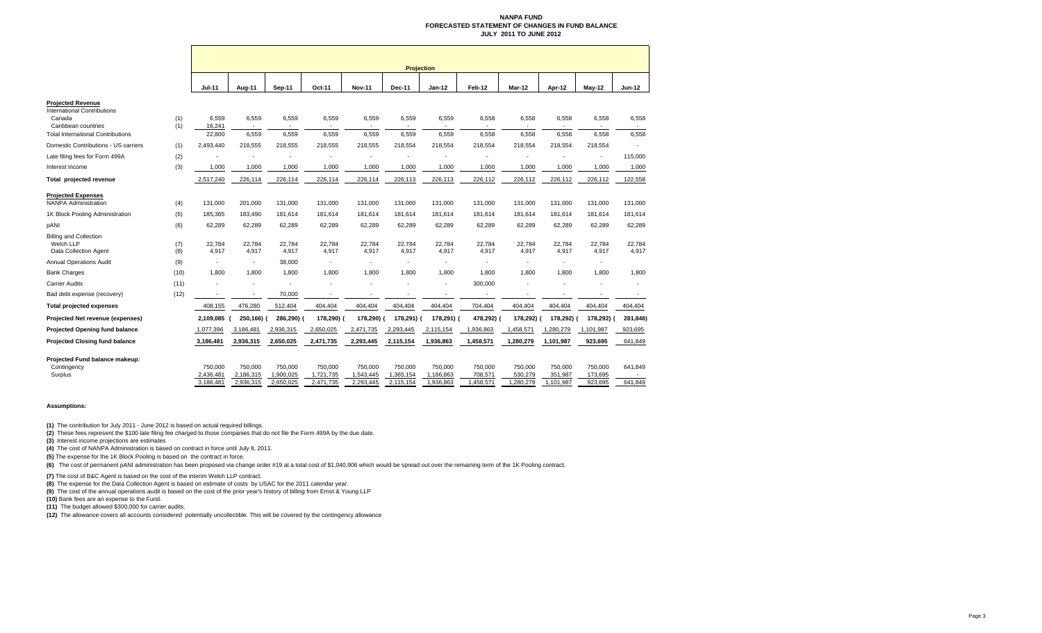# NANPA FUND
## FORECASTED STATEMENT OF CHANGES IN FUND BALANCE
## JULY 2011 TO JUNE 2012

| | | Projection | | | | | | | | | | | |
|---|---|---|---|---|---|---|---|---|---|---|---|---|---|
| | | Jul-11 | Aug-11 | Sep-11 | Oct-11 | Nov-11 | Dec-11 | Jan-12 | Feb-12 | Mar-12 | Apr-12 | May-12 | Jun-12 |
| **Projected Revenue** | | | | | | | | | | | | | |
| International Contributions | | | | | | | | | | | | | |
| Canada | (1) | 6,559 | 6,559 | 6,559 | 6,559 | 6,559 | 6,559 | 6,559 | 6,558 | 6,558 | 6,558 | 6,558 | 6,558 |
| Caribbean countries | (1) | 16,241 | - | - | - | - | - | - | - | - | - | - | - |
| Total International Contributions | | 22,800 | 6,559 | 6,559 | 6,559 | 6,559 | 6,559 | 6,559 | 6,558 | 6,558 | 6,558 | 6,558 | 6,558 |
| Domestic Contributions - US carriers | (1) | 2,493,440 | 218,555 | 218,555 | 218,555 | 218,555 | 218,554 | 218,554 | 218,554 | 218,554 | 218,554 | 218,554 | - |
| Late filing fees for Form 499A | (2) | - | - | - | - | - | - | - | - | - | - | - | 115,000 |
| Interest income | (3) | 1,000 | 1,000 | 1,000 | 1,000 | 1,000 | 1,000 | 1,000 | 1,000 | 1,000 | 1,000 | 1,000 | 1,000 |
| **Total projected revenue** | | 2,517,240 | 226,114 | 226,114 | 226,114 | 226,114 | 226,113 | 226,113 | 226,112 | 226,112 | 226,112 | 226,112 | 122,558 |
| **Projected Expenses** | | | | | | | | | | | | | |
| NANPA Administration | (4) | 131,000 | 201,000 | 131,000 | 131,000 | 131,000 | 131,000 | 131,000 | 131,000 | 131,000 | 131,000 | 131,000 | 131,000 |
| 1K Block Pooling Administration | (5) | 185,365 | 183,490 | 181,614 | 181,614 | 181,614 | 181,614 | 181,614 | 181,614 | 181,614 | 181,614 | 181,614 | 181,614 |
| pANI | (6) | 62,289 | 62,289 | 62,289 | 62,289 | 62,289 | 62,289 | 62,289 | 62,289 | 62,289 | 62,289 | 62,289 | 62,289 |
| Billing and Collection | | | | | | | | | | | | | |
| Welch LLP | (7) | 22,784 | 22,784 | 22,784 | 22,784 | 22,784 | 22,784 | 22,784 | 22,784 | 22,784 | 22,784 | 22,784 | 22,784 |
| Data Collection Agent | (8) | 4,917 | 4,917 | 4,917 | 4,917 | 4,917 | 4,917 | 4,917 | 4,917 | 4,917 | 4,917 | 4,917 | 4,917 |
| Annual Operations Audit | (9) | - | - | 38,000 | - | - | - | - | - | - | - | - | - |
| Bank Charges | (10) | 1,800 | 1,800 | 1,800 | 1,800 | 1,800 | 1,800 | 1,800 | 1,800 | 1,800 | 1,800 | 1,800 | 1,800 |
| Carrier Audits | (11) | - | - | - | - | - | - | - | 300,000 | - | - | - | - |
| Bad debt expense (recovery) | (12) | - | - | 70,000 | - | - | - | - | - | - | - | - | - |
| **Total projected expenses** | | 408,155 | 476,280 | 512,404 | 404,404 | 404,404 | 404,404 | 404,404 | 704,404 | 404,404 | 404,404 | 404,404 | 404,404 |
| **Projected Net revenue (expenses)** | | 2,109,085 | (250,166) | (286,290) | (178,290) | (178,290) | (178,291) | (178,291) | (478,292) | (178,292) | (178,292) | (178,292) | (281,846) |
| **Projected Opening fund balance** | | 1,077,396 | 3,186,481 | 2,936,315 | 2,650,025 | 2,471,735 | 2,293,445 | 2,115,154 | 1,936,863 | 1,458,571 | 1,280,279 | 1,101,987 | 923,695 |
| **Projected Closing fund balance** | | 3,186,481 | 2,936,315 | 2,650,025 | 2,471,735 | 2,293,445 | 2,115,154 | 1,936,863 | 1,458,571 | 1,280,279 | 1,101,987 | 923,695 | 641,849 |
| **Projected Fund balance makeup:** | | | | | | | | | | | | | |
| Contingency | | 750,000 | 750,000 | 750,000 | 750,000 | 750,000 | 750,000 | 750,000 | 750,000 | 750,000 | 750,000 | 750,000 | 641,849 |
| Surplus | | 2,436,481 | 2,186,315 | 1,900,025 | 1,721,735 | 1,543,445 | 1,365,154 | 1,186,863 | 708,571 | 530,279 | 351,987 | 173,695 | - |
| | | 3,186,481 | 2,936,315 | 2,650,025 | 2,471,735 | 2,293,445 | 2,115,154 | 1,936,863 | 1,458,571 | 1,280,279 | 1,101,987 | 923,695 | 641,849 |

**Assumptions:**

**(1)** The contribution for July 2011 - June 2012 is based on actual required billings.

**(2)** These fees represent the $100 late filing fee charged to those companies that do not file the Form 499A by the due date.

**(3)** Interest income projections are estimates

**(4)** The cost of NANPA Administration is based on contract in force until July 8, 2011.

**(5)** The expense for the 1K Block Pooling is based on the contract in force.

**(6)** The cost of permanent pANI administration has been proposed via change order #19 at a total cost of $1,040,906 which would be spread out over the remaining term of the 1K Pooling contract.

**(7)** The cost of B&C Agent is based on the cost of the interim Welch LLP contract.

**(8)** The expense for the Data Collection Agent is based on estimate of costs by USAC for the 2011 calendar year.

**(9)** The cost of the annual operations audit is based on the cost of the prior year's history of billing from Ernst & Young LLP

**(10)** Bank fees are an expense to the Fund.

**(11)** The budget allowed $300,000 for carrier audits.

**(12)** The allowance covers all accounts considered potentially uncollectible. This will be covered by the contingency allowance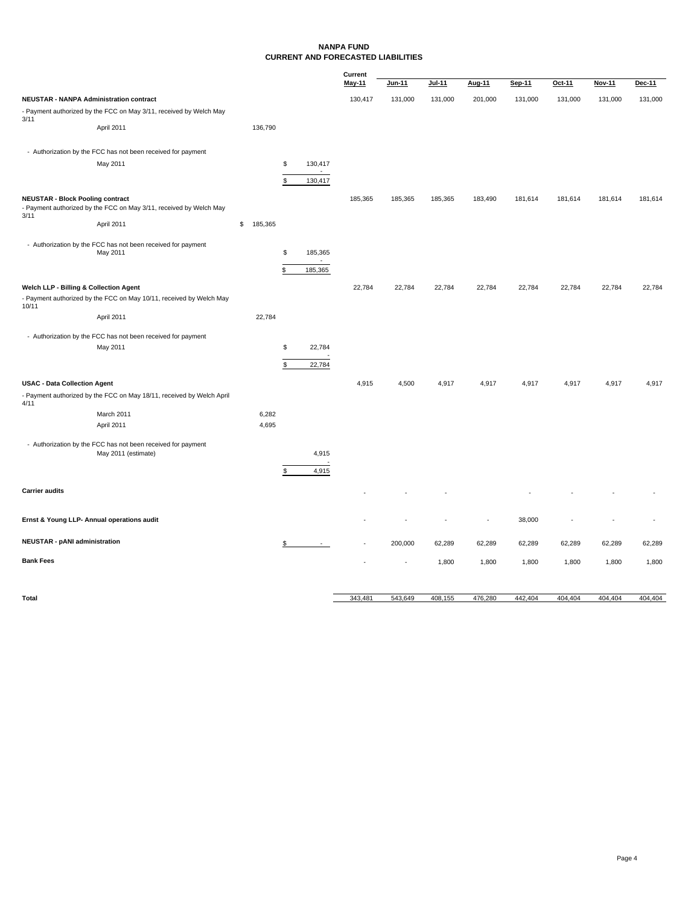# NANPA FUND
## CURRENT AND FORECASTED LIABILITIES

| | | | Current May-11 | Jun-11 | Jul-11 | Aug-11 | Sep-11 | Oct-11 | Nov-11 | Dec-11 |
|---|---|---|---|---|---|---|---|---|---|---|
| **NEUSTAR - NANPA Administration contract** | | | 130,417 | 131,000 | 131,000 | 201,000 | 131,000 | 131,000 | 131,000 | 131,000 |
| - Payment authorized by the FCC on May 3/11, received by Welch May 3/11 | | | | | | | | | | |
| April 2011 | 136,790 | | | | | | | | | |
| - Authorization by the FCC has not been received for payment | | | | | | | | | | |
| May 2011 | | $ 130,417 | | | | | | | | |
| | | - | | | | | | | | |
| | | $ 130,417 | | | | | | | | |
| **NEUSTAR - Block Pooling contract** | | | 185,365 | 185,365 | 185,365 | 183,490 | 181,614 | 181,614 | 181,614 | 181,614 |
| - Payment authorized by the FCC on May 3/11, received by Welch May 3/11 | | | | | | | | | | |
| April 2011 | $ 185,365 | | | | | | | | | |
| - Authorization by the FCC has not been received for payment | | | | | | | | | | |
| May 2011 | | $ 185,365 | | | | | | | | |
| | | - | | | | | | | | |
| | | $ 185,365 | | | | | | | | |
| **Welch LLP - Billing & Collection Agent** | | | 22,784 | 22,784 | 22,784 | 22,784 | 22,784 | 22,784 | 22,784 | 22,784 |
| - Payment authorized by the FCC on May 10/11, received by Welch May 10/11 | | | | | | | | | | |
| April 2011 | 22,784 | | | | | | | | | |
| - Authorization by the FCC has not been received for payment | | | | | | | | | | |
| May 2011 | | $ 22,784 | | | | | | | | |
| | | - | | | | | | | | |
| | | $ 22,784 | | | | | | | | |
| **USAC - Data Collection Agent** | | | 4,915 | 4,500 | 4,917 | 4,917 | 4,917 | 4,917 | 4,917 | 4,917 |
| - Payment authorized by the FCC on May 18/11, received by Welch April 4/11 | | | | | | | | | | |
| March 2011 | 6,282 | | | | | | | | | |
| April 2011 | 4,695 | | | | | | | | | |
| - Authorization by the FCC has not been received for payment | | | | | | | | | | |
| May 2011 (estimate) | | 4,915 | | | | | | | | |
| | | - | | | | | | | | |
| | | $ 4,915 | | | | | | | | |
| **Carrier audits** | | | - | - | - | | - | - | - | - |
| **Ernst & Young LLP- Annual operations audit** | | | - | - | - | - | 38,000 | - | - | - |
| **NEUSTAR - pANI administration** | | $ - | - | 200,000 | 62,289 | 62,289 | 62,289 | 62,289 | 62,289 | 62,289 |
| **Bank Fees** | | | - | - | 1,800 | 1,800 | 1,800 | 1,800 | 1,800 | 1,800 |
| **Total** | | | 343,481 | 543,649 | 408,155 | 476,280 | 442,404 | 404,404 | 404,404 | 404,404 |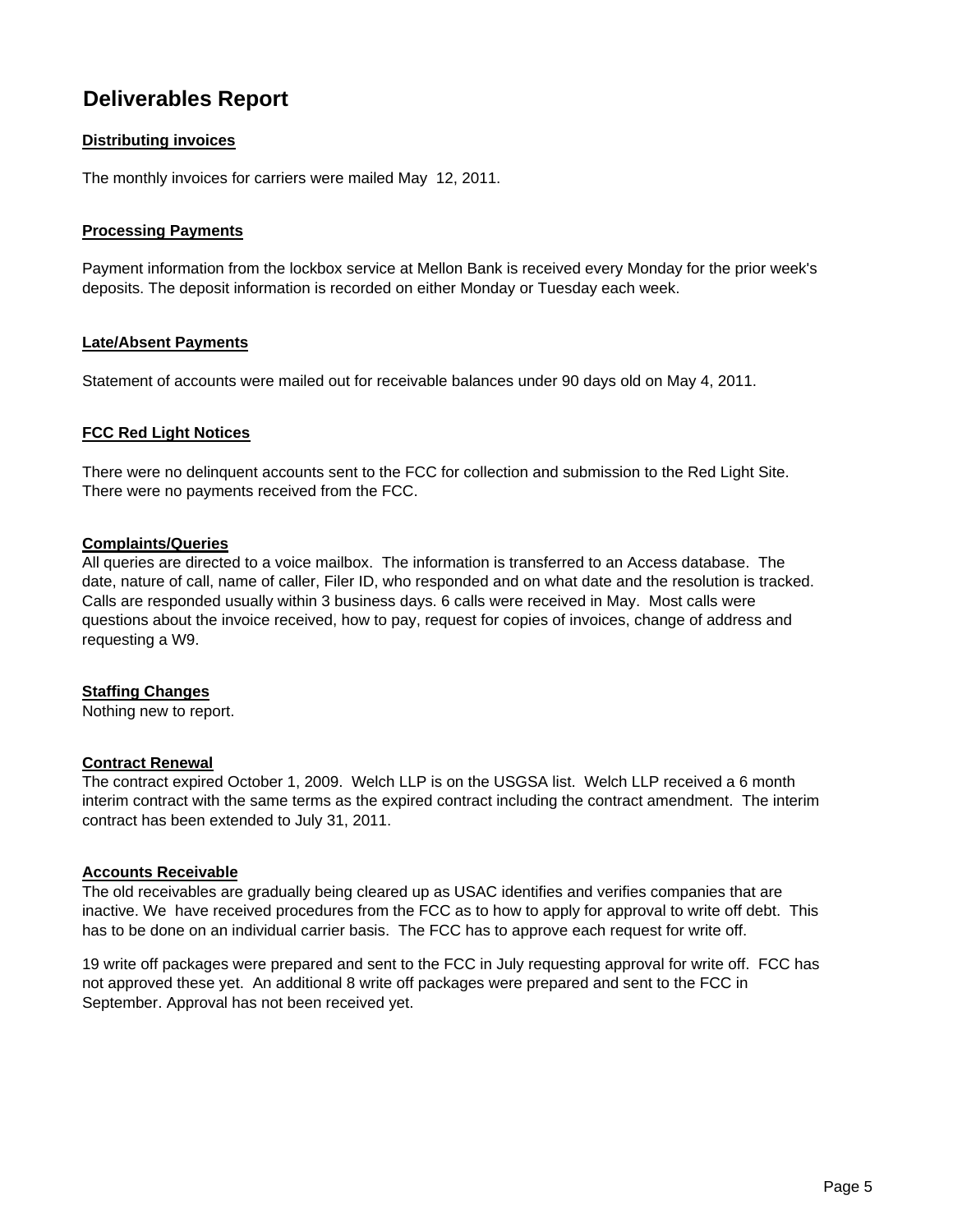# Deliverables Report

**Distributing invoices**

The monthly invoices for carriers were mailed May 12, 2011.

**Processing Payments**

Payment information from the lockbox service at Mellon Bank is received every Monday for the prior week's deposits. The deposit information is recorded on either Monday or Tuesday each week.

**Late/Absent Payments**

Statement of accounts were mailed out for receivable balances under 90 days old on May 4, 2011.

**FCC Red Light Notices**

There were no delinquent accounts sent to the FCC for collection and submission to the Red Light Site. There were no payments received from the FCC.

**Complaints/Queries**

All queries are directed to a voice mailbox. The information is transferred to an Access database. The date, nature of call, name of caller, Filer ID, who responded and on what date and the resolution is tracked. Calls are responded usually within 3 business days. 6 calls were received in May. Most calls were questions about the invoice received, how to pay, request for copies of invoices, change of address and requesting a W9.

**Staffing Changes**

Nothing new to report.

**Contract Renewal**

The contract expired October 1, 2009. Welch LLP is on the USGSA list. Welch LLP received a 6 month interim contract with the same terms as the expired contract including the contract amendment. The interim contract has been extended to July 31, 2011.

**Accounts Receivable**

The old receivables are gradually being cleared up as USAC identifies and verifies companies that are inactive. We have received procedures from the FCC as to how to apply for approval to write off debt. This has to be done on an individual carrier basis. The FCC has to approve each request for write off.

19 write off packages were prepared and sent to the FCC in July requesting approval for write off. FCC has not approved these yet. An additional 8 write off packages were prepared and sent to the FCC in September. Approval has not been received yet.